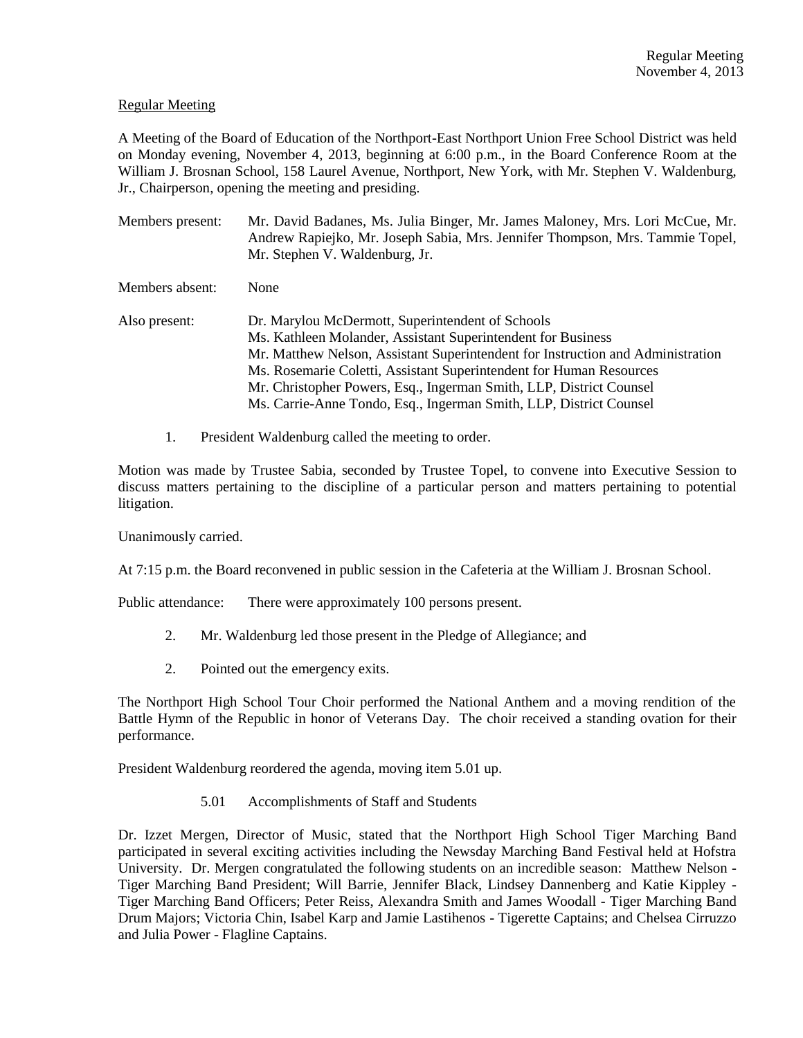Regular Meeting

A Meeting of the Board of Education of the Northport-East Northport Union Free School District was held on Monday evening, November 4, 2013, beginning at 6:00 p.m., in the Board Conference Room at the William J. Brosnan School, 158 Laurel Avenue, Northport, New York, with Mr. Stephen V. Waldenburg, Jr., Chairperson, opening the meeting and presiding.

Members present: Mr. David Badanes, Ms. Julia Binger, Mr. James Maloney, Mrs. Lori McCue, Mr. Andrew Rapiejko, Mr. Joseph Sabia, Mrs. Jennifer Thompson, Mrs. Tammie Topel, Mr. Stephen V. Waldenburg, Jr.

Members absent: None

Also present: Dr. Marylou McDermott, Superintendent of Schools
Ms. Kathleen Molander, Assistant Superintendent for Business
Mr. Matthew Nelson, Assistant Superintendent for Instruction and Administration
Ms. Rosemarie Coletti, Assistant Superintendent for Human Resources
Mr. Christopher Powers, Esq., Ingerman Smith, LLP, District Counsel
Ms. Carrie-Anne Tondo, Esq., Ingerman Smith, LLP, District Counsel

1. President Waldenburg called the meeting to order.

Motion was made by Trustee Sabia, seconded by Trustee Topel, to convene into Executive Session to discuss matters pertaining to the discipline of a particular person and matters pertaining to potential litigation.

Unanimously carried.

At 7:15 p.m. the Board reconvened in public session in the Cafeteria at the William J. Brosnan School.

Public attendance: There were approximately 100 persons present.

2. Mr. Waldenburg led those present in the Pledge of Allegiance; and

2. Pointed out the emergency exits.

The Northport High School Tour Choir performed the National Anthem and a moving rendition of the Battle Hymn of the Republic in honor of Veterans Day. The choir received a standing ovation for their performance.

President Waldenburg reordered the agenda, moving item 5.01 up.

5.01 Accomplishments of Staff and Students

Dr. Izzet Mergen, Director of Music, stated that the Northport High School Tiger Marching Band participated in several exciting activities including the Newsday Marching Band Festival held at Hofstra University. Dr. Mergen congratulated the following students on an incredible season: Matthew Nelson - Tiger Marching Band President; Will Barrie, Jennifer Black, Lindsey Dannenberg and Katie Kippley - Tiger Marching Band Officers; Peter Reiss, Alexandra Smith and James Woodall - Tiger Marching Band Drum Majors; Victoria Chin, Isabel Karp and Jamie Lastihenos - Tigerette Captains; and Chelsea Cirruzzo and Julia Power - Flagline Captains.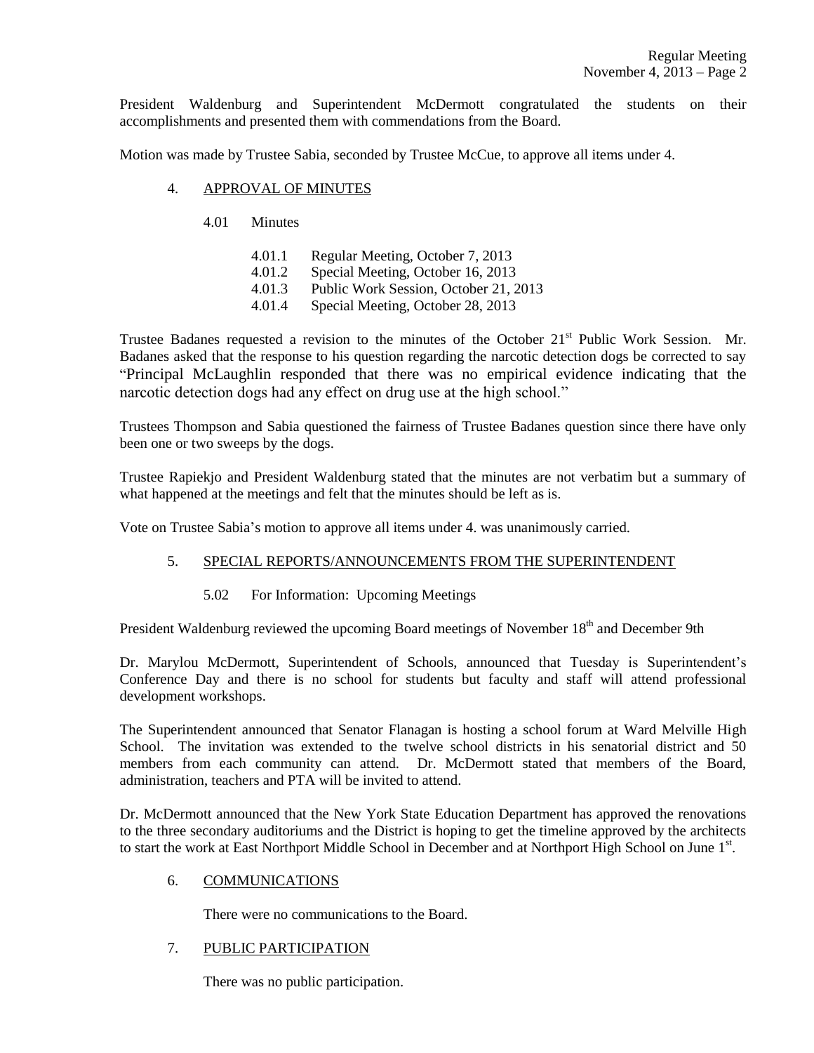President Waldenburg and Superintendent McDermott congratulated the students on their accomplishments and presented them with commendations from the Board.

Motion was made by Trustee Sabia, seconded by Trustee McCue, to approve all items under 4.

4. APPROVAL OF MINUTES

   4.01 Minutes

   - 4.01.1 Regular Meeting, October 7, 2013
   - 4.01.2 Special Meeting, October 16, 2013
   - 4.01.3 Public Work Session, October 21, 2013
   - 4.01.4 Special Meeting, October 28, 2013

Trustee Badanes requested a revision to the minutes of the October 21st Public Work Session. Mr. Badanes asked that the response to his question regarding the narcotic detection dogs be corrected to say "Principal McLaughlin responded that there was no empirical evidence indicating that the narcotic detection dogs had any effect on drug use at the high school."

Trustees Thompson and Sabia questioned the fairness of Trustee Badanes question since there have only been one or two sweeps by the dogs.

Trustee Rapiekjo and President Waldenburg stated that the minutes are not verbatim but a summary of what happened at the meetings and felt that the minutes should be left as is.

Vote on Trustee Sabia's motion to approve all items under 4. was unanimously carried.

5. SPECIAL REPORTS/ANNOUNCEMENTS FROM THE SUPERINTENDENT

   5.02 For Information: Upcoming Meetings

President Waldenburg reviewed the upcoming Board meetings of November 18th and December 9th

Dr. Marylou McDermott, Superintendent of Schools, announced that Tuesday is Superintendent's Conference Day and there is no school for students but faculty and staff will attend professional development workshops.

The Superintendent announced that Senator Flanagan is hosting a school forum at Ward Melville High School. The invitation was extended to the twelve school districts in his senatorial district and 50 members from each community can attend. Dr. McDermott stated that members of the Board, administration, teachers and PTA will be invited to attend.

Dr. McDermott announced that the New York State Education Department has approved the renovations to the three secondary auditoriums and the District is hoping to get the timeline approved by the architects to start the work at East Northport Middle School in December and at Northport High School on June 1st.

6. COMMUNICATIONS

   There were no communications to the Board.

7. PUBLIC PARTICIPATION

   There was no public participation.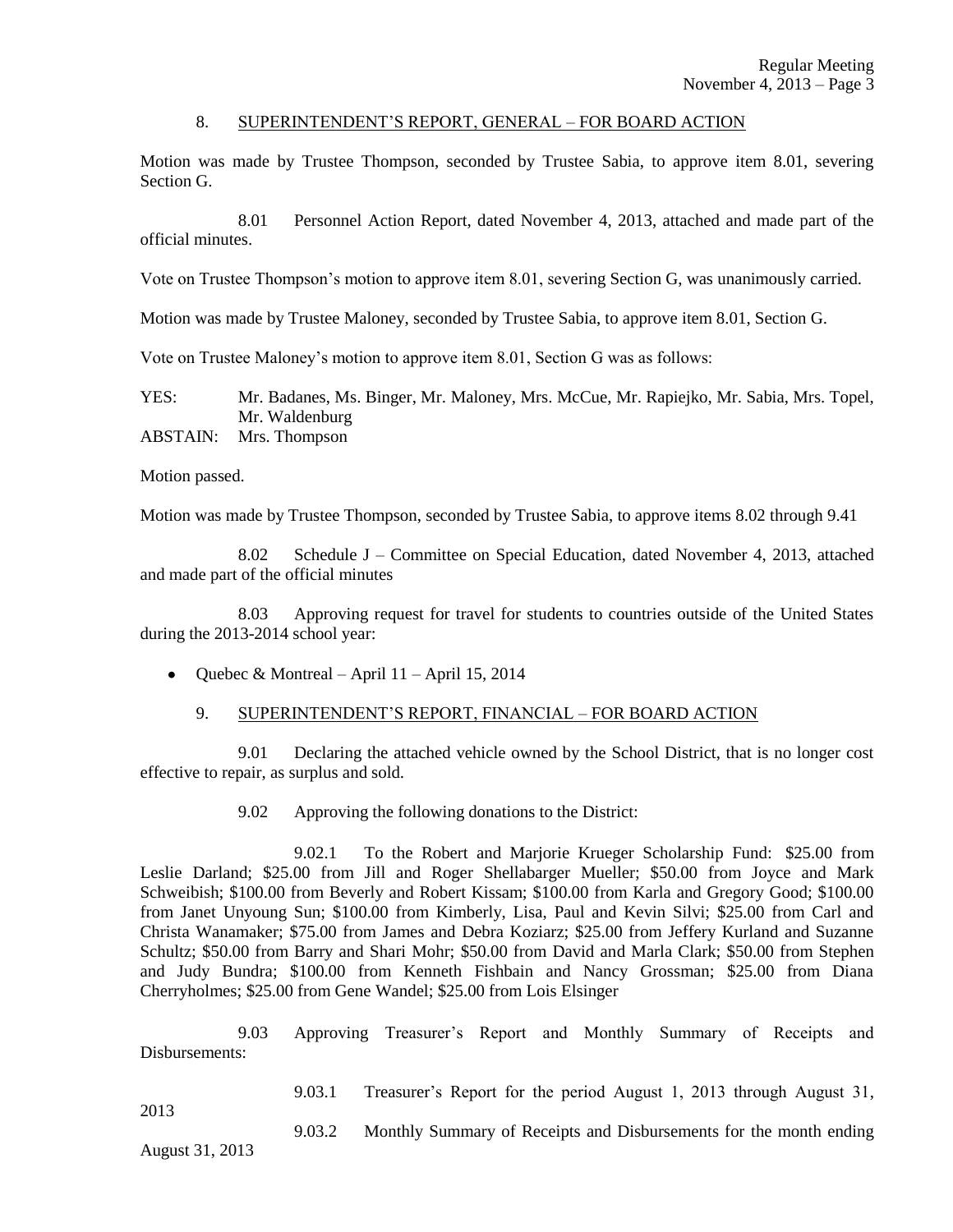## 8. SUPERINTENDENT'S REPORT, GENERAL – FOR BOARD ACTION

Motion was made by Trustee Thompson, seconded by Trustee Sabia, to approve item 8.01, severing Section G.

8.01 Personnel Action Report, dated November 4, 2013, attached and made part of the official minutes.

Vote on Trustee Thompson's motion to approve item 8.01, severing Section G, was unanimously carried.

Motion was made by Trustee Maloney, seconded by Trustee Sabia, to approve item 8.01, Section G.

Vote on Trustee Maloney's motion to approve item 8.01, Section G was as follows:

YES: Mr. Badanes, Ms. Binger, Mr. Maloney, Mrs. McCue, Mr. Rapiejko, Mr. Sabia, Mrs. Topel, Mr. Waldenburg
ABSTAIN: Mrs. Thompson

Motion passed.

Motion was made by Trustee Thompson, seconded by Trustee Sabia, to approve items 8.02 through 9.41

8.02 Schedule J – Committee on Special Education, dated November 4, 2013, attached and made part of the official minutes

8.03 Approving request for travel for students to countries outside of the United States during the 2013-2014 school year:

- Quebec & Montreal – April 11 – April 15, 2014

## 9. SUPERINTENDENT'S REPORT, FINANCIAL – FOR BOARD ACTION

9.01 Declaring the attached vehicle owned by the School District, that is no longer cost effective to repair, as surplus and sold.

9.02 Approving the following donations to the District:

9.02.1 To the Robert and Marjorie Krueger Scholarship Fund: $25.00 from Leslie Darland; $25.00 from Jill and Roger Shellabarger Mueller; $50.00 from Joyce and Mark Schweibish; $100.00 from Beverly and Robert Kissam; $100.00 from Karla and Gregory Good; $100.00 from Janet Unyoung Sun; $100.00 from Kimberly, Lisa, Paul and Kevin Silvi; $25.00 from Carl and Christa Wanamaker; $75.00 from James and Debra Koziarz; $25.00 from Jeffery Kurland and Suzanne Schultz; $50.00 from Barry and Shari Mohr; $50.00 from David and Marla Clark; $50.00 from Stephen and Judy Bundra; $100.00 from Kenneth Fishbain and Nancy Grossman; $25.00 from Diana Cherryholmes; $25.00 from Gene Wandel; $25.00 from Lois Elsinger

9.03 Approving Treasurer's Report and Monthly Summary of Receipts and Disbursements:

9.03.1 Treasurer's Report for the period August 1, 2013 through August 31, 2013

9.03.2 Monthly Summary of Receipts and Disbursements for the month ending August 31, 2013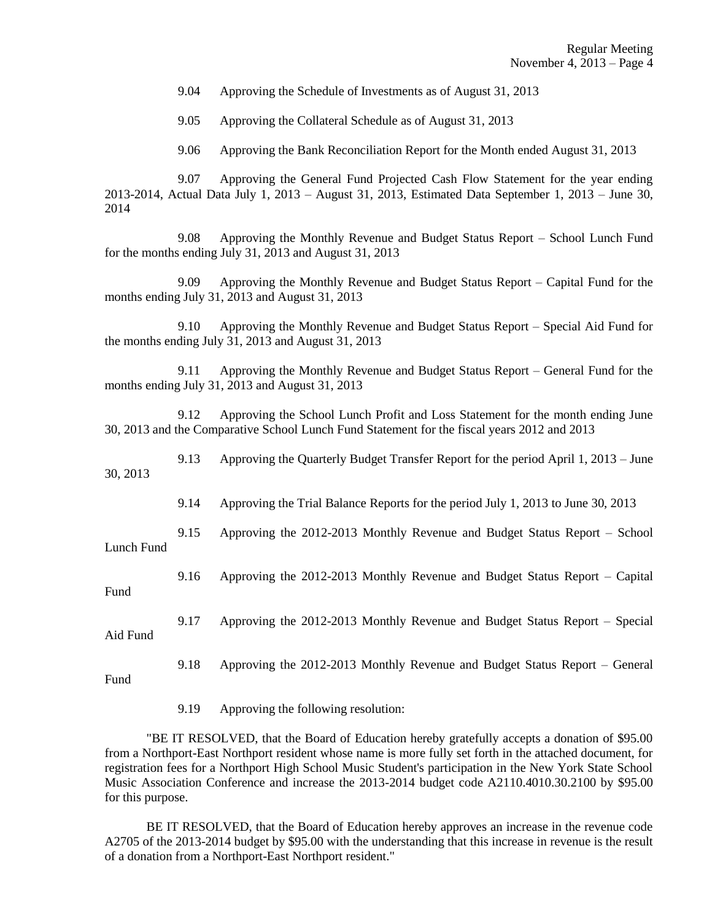9.04 Approving the Schedule of Investments as of August 31, 2013

9.05 Approving the Collateral Schedule as of August 31, 2013

9.06 Approving the Bank Reconciliation Report for the Month ended August 31, 2013

9.07 Approving the General Fund Projected Cash Flow Statement for the year ending 2013-2014, Actual Data July 1, 2013 – August 31, 2013, Estimated Data September 1, 2013 – June 30, 2014

9.08 Approving the Monthly Revenue and Budget Status Report – School Lunch Fund for the months ending July 31, 2013 and August 31, 2013

9.09 Approving the Monthly Revenue and Budget Status Report – Capital Fund for the months ending July 31, 2013 and August 31, 2013

9.10 Approving the Monthly Revenue and Budget Status Report – Special Aid Fund for the months ending July 31, 2013 and August 31, 2013

9.11 Approving the Monthly Revenue and Budget Status Report – General Fund for the months ending July 31, 2013 and August 31, 2013

9.12 Approving the School Lunch Profit and Loss Statement for the month ending June 30, 2013 and the Comparative School Lunch Fund Statement for the fiscal years 2012 and 2013

9.13 Approving the Quarterly Budget Transfer Report for the period April 1, 2013 – June 30, 2013

9.14 Approving the Trial Balance Reports for the period July 1, 2013 to June 30, 2013

9.15 Approving the 2012-2013 Monthly Revenue and Budget Status Report – School Lunch Fund

9.16 Approving the 2012-2013 Monthly Revenue and Budget Status Report – Capital Fund

9.17 Approving the 2012-2013 Monthly Revenue and Budget Status Report – Special Aid Fund

9.18 Approving the 2012-2013 Monthly Revenue and Budget Status Report – General Fund

9.19 Approving the following resolution:

"BE IT RESOLVED, that the Board of Education hereby gratefully accepts a donation of $95.00 from a Northport-East Northport resident whose name is more fully set forth in the attached document, for registration fees for a Northport High School Music Student's participation in the New York State School Music Association Conference and increase the 2013-2014 budget code A2110.4010.30.2100 by $95.00 for this purpose.

BE IT RESOLVED, that the Board of Education hereby approves an increase in the revenue code A2705 of the 2013-2014 budget by $95.00 with the understanding that this increase in revenue is the result of a donation from a Northport-East Northport resident."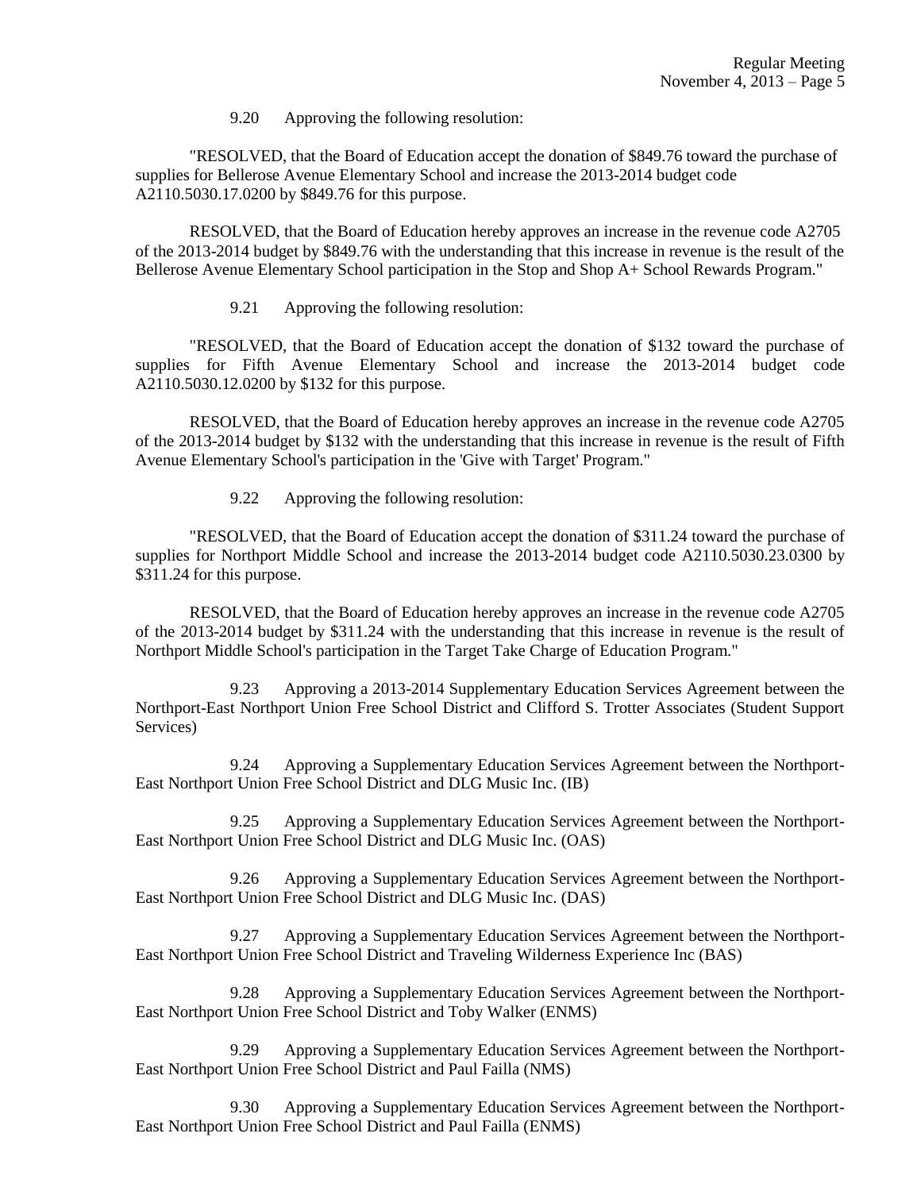9.20 Approving the following resolution:

"RESOLVED, that the Board of Education accept the donation of $849.76 toward the purchase of supplies for Bellerose Avenue Elementary School and increase the 2013-2014 budget code A2110.5030.17.0200 by $849.76 for this purpose.

RESOLVED, that the Board of Education hereby approves an increase in the revenue code A2705 of the 2013-2014 budget by $849.76 with the understanding that this increase in revenue is the result of the Bellerose Avenue Elementary School participation in the Stop and Shop A+ School Rewards Program."

9.21 Approving the following resolution:

"RESOLVED, that the Board of Education accept the donation of $132 toward the purchase of supplies for Fifth Avenue Elementary School and increase the 2013-2014 budget code A2110.5030.12.0200 by $132 for this purpose.

RESOLVED, that the Board of Education hereby approves an increase in the revenue code A2705 of the 2013-2014 budget by $132 with the understanding that this increase in revenue is the result of Fifth Avenue Elementary School's participation in the 'Give with Target' Program."

9.22 Approving the following resolution:

"RESOLVED, that the Board of Education accept the donation of $311.24 toward the purchase of supplies for Northport Middle School and increase the 2013-2014 budget code A2110.5030.23.0300 by $311.24 for this purpose.

RESOLVED, that the Board of Education hereby approves an increase in the revenue code A2705 of the 2013-2014 budget by $311.24 with the understanding that this increase in revenue is the result of Northport Middle School's participation in the Target Take Charge of Education Program."

9.23 Approving a 2013-2014 Supplementary Education Services Agreement between the Northport-East Northport Union Free School District and Clifford S. Trotter Associates (Student Support Services)

9.24 Approving a Supplementary Education Services Agreement between the Northport-East Northport Union Free School District and DLG Music Inc. (IB)

9.25 Approving a Supplementary Education Services Agreement between the Northport-East Northport Union Free School District and DLG Music Inc. (OAS)

9.26 Approving a Supplementary Education Services Agreement between the Northport-East Northport Union Free School District and DLG Music Inc. (DAS)

9.27 Approving a Supplementary Education Services Agreement between the Northport-East Northport Union Free School District and Traveling Wilderness Experience Inc (BAS)

9.28 Approving a Supplementary Education Services Agreement between the Northport-East Northport Union Free School District and Toby Walker (ENMS)

9.29 Approving a Supplementary Education Services Agreement between the Northport-East Northport Union Free School District and Paul Failla (NMS)

9.30 Approving a Supplementary Education Services Agreement between the Northport-East Northport Union Free School District and Paul Failla (ENMS)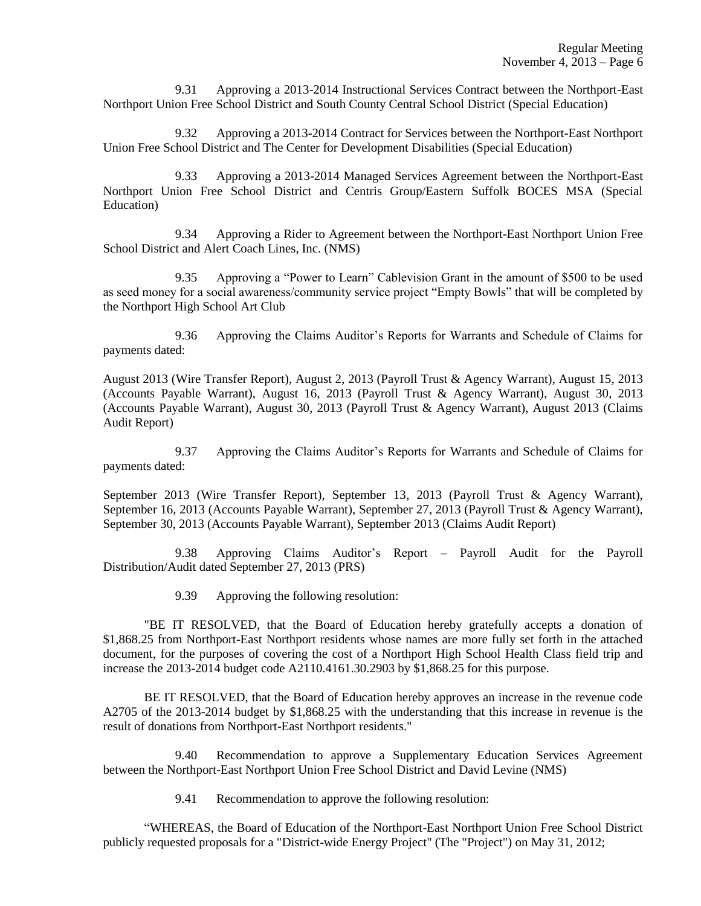9.31 Approving a 2013-2014 Instructional Services Contract between the Northport-East Northport Union Free School District and South County Central School District (Special Education)

9.32 Approving a 2013-2014 Contract for Services between the Northport-East Northport Union Free School District and The Center for Development Disabilities (Special Education)

9.33 Approving a 2013-2014 Managed Services Agreement between the Northport-East Northport Union Free School District and Centris Group/Eastern Suffolk BOCES MSA (Special Education)

9.34 Approving a Rider to Agreement between the Northport-East Northport Union Free School District and Alert Coach Lines, Inc. (NMS)

9.35 Approving a "Power to Learn" Cablevision Grant in the amount of $500 to be used as seed money for a social awareness/community service project "Empty Bowls" that will be completed by the Northport High School Art Club

9.36 Approving the Claims Auditor's Reports for Warrants and Schedule of Claims for payments dated:

August 2013 (Wire Transfer Report), August 2, 2013 (Payroll Trust & Agency Warrant), August 15, 2013 (Accounts Payable Warrant), August 16, 2013 (Payroll Trust & Agency Warrant), August 30, 2013 (Accounts Payable Warrant), August 30, 2013 (Payroll Trust & Agency Warrant), August 2013 (Claims Audit Report)

9.37 Approving the Claims Auditor's Reports for Warrants and Schedule of Claims for payments dated:

September 2013 (Wire Transfer Report), September 13, 2013 (Payroll Trust & Agency Warrant), September 16, 2013 (Accounts Payable Warrant), September 27, 2013 (Payroll Trust & Agency Warrant), September 30, 2013 (Accounts Payable Warrant), September 2013 (Claims Audit Report)

9.38 Approving Claims Auditor's Report – Payroll Audit for the Payroll Distribution/Audit dated September 27, 2013 (PRS)

9.39 Approving the following resolution:

"BE IT RESOLVED, that the Board of Education hereby gratefully accepts a donation of $1,868.25 from Northport-East Northport residents whose names are more fully set forth in the attached document, for the purposes of covering the cost of a Northport High School Health Class field trip and increase the 2013-2014 budget code A2110.4161.30.2903 by $1,868.25 for this purpose.

BE IT RESOLVED, that the Board of Education hereby approves an increase in the revenue code A2705 of the 2013-2014 budget by $1,868.25 with the understanding that this increase in revenue is the result of donations from Northport-East Northport residents."

9.40 Recommendation to approve a Supplementary Education Services Agreement between the Northport-East Northport Union Free School District and David Levine (NMS)

9.41 Recommendation to approve the following resolution:

"WHEREAS, the Board of Education of the Northport-East Northport Union Free School District publicly requested proposals for a "District-wide Energy Project" (The "Project") on May 31, 2012;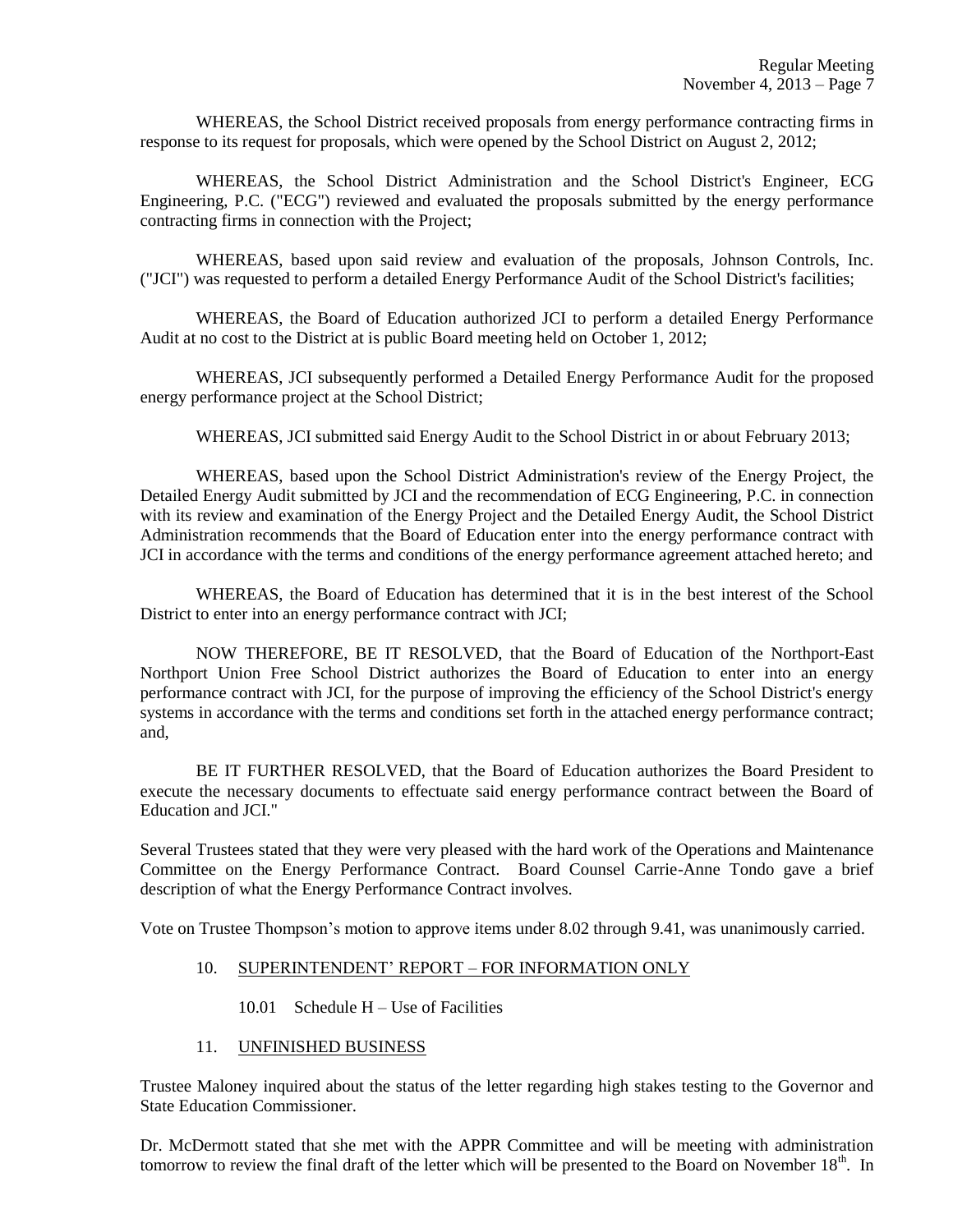WHEREAS, the School District received proposals from energy performance contracting firms in response to its request for proposals, which were opened by the School District on August 2, 2012;

WHEREAS, the School District Administration and the School District's Engineer, ECG Engineering, P.C. ("ECG") reviewed and evaluated the proposals submitted by the energy performance contracting firms in connection with the Project;

WHEREAS, based upon said review and evaluation of the proposals, Johnson Controls, Inc. ("JCI") was requested to perform a detailed Energy Performance Audit of the School District's facilities;

WHEREAS, the Board of Education authorized JCI to perform a detailed Energy Performance Audit at no cost to the District at is public Board meeting held on October 1, 2012;

WHEREAS, JCI subsequently performed a Detailed Energy Performance Audit for the proposed energy performance project at the School District;

WHEREAS, JCI submitted said Energy Audit to the School District in or about February 2013;

WHEREAS, based upon the School District Administration's review of the Energy Project, the Detailed Energy Audit submitted by JCI and the recommendation of ECG Engineering, P.C. in connection with its review and examination of the Energy Project and the Detailed Energy Audit, the School District Administration recommends that the Board of Education enter into the energy performance contract with JCI in accordance with the terms and conditions of the energy performance agreement attached hereto; and

WHEREAS, the Board of Education has determined that it is in the best interest of the School District to enter into an energy performance contract with JCI;

NOW THEREFORE, BE IT RESOLVED, that the Board of Education of the Northport-East Northport Union Free School District authorizes the Board of Education to enter into an energy performance contract with JCI, for the purpose of improving the efficiency of the School District's energy systems in accordance with the terms and conditions set forth in the attached energy performance contract; and,

BE IT FURTHER RESOLVED, that the Board of Education authorizes the Board President to execute the necessary documents to effectuate said energy performance contract between the Board of Education and JCI."

Several Trustees stated that they were very pleased with the hard work of the Operations and Maintenance Committee on the Energy Performance Contract. Board Counsel Carrie-Anne Tondo gave a brief description of what the Energy Performance Contract involves.

Vote on Trustee Thompson's motion to approve items under 8.02 through 9.41, was unanimously carried.

10. SUPERINTENDENT' REPORT – FOR INFORMATION ONLY

    10.01 Schedule H – Use of Facilities

11. UNFINISHED BUSINESS

Trustee Maloney inquired about the status of the letter regarding high stakes testing to the Governor and State Education Commissioner.

Dr. McDermott stated that she met with the APPR Committee and will be meeting with administration tomorrow to review the final draft of the letter which will be presented to the Board on November 18th. In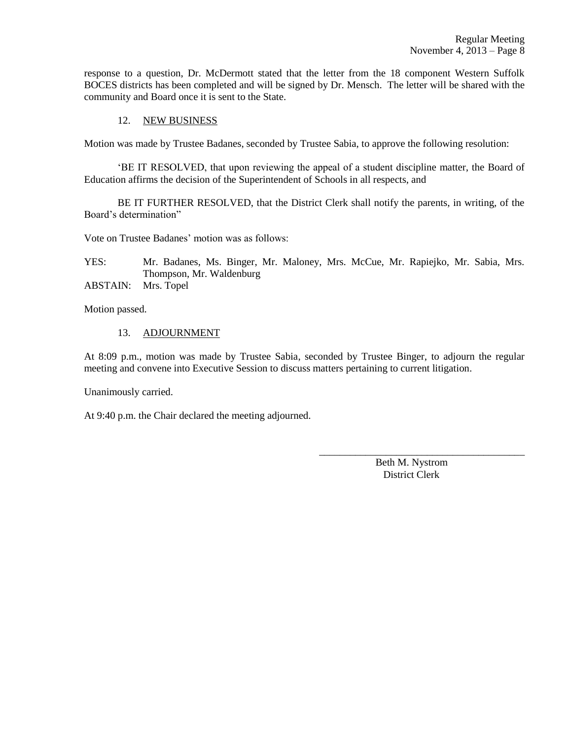response to a question, Dr. McDermott stated that the letter from the 18 component Western Suffolk BOCES districts has been completed and will be signed by Dr. Mensch. The letter will be shared with the community and Board once it is sent to the State.

12. <u>NEW BUSINESS</u>

Motion was made by Trustee Badanes, seconded by Trustee Sabia, to approve the following resolution:

'BE IT RESOLVED, that upon reviewing the appeal of a student discipline matter, the Board of Education affirms the decision of the Superintendent of Schools in all respects, and

BE IT FURTHER RESOLVED, that the District Clerk shall notify the parents, in writing, of the Board's determination"

Vote on Trustee Badanes' motion was as follows:

YES: Mr. Badanes, Ms. Binger, Mr. Maloney, Mrs. McCue, Mr. Rapiejko, Mr. Sabia, Mrs. Thompson, Mr. Waldenburg

ABSTAIN: Mrs. Topel

Motion passed.

13. <u>ADJOURNMENT</u>

At 8:09 p.m., motion was made by Trustee Sabia, seconded by Trustee Binger, to adjourn the regular meeting and convene into Executive Session to discuss matters pertaining to current litigation.

Unanimously carried.

At 9:40 p.m. the Chair declared the meeting adjourned.

\_\_\_\_\_\_\_\_\_\_\_\_\_\_\_\_\_\_\_\_\_\_\_\_\_\_\_\_\_\_\_\_\_\_\_\_\_\_\_\_

Beth M. Nystrom
District Clerk